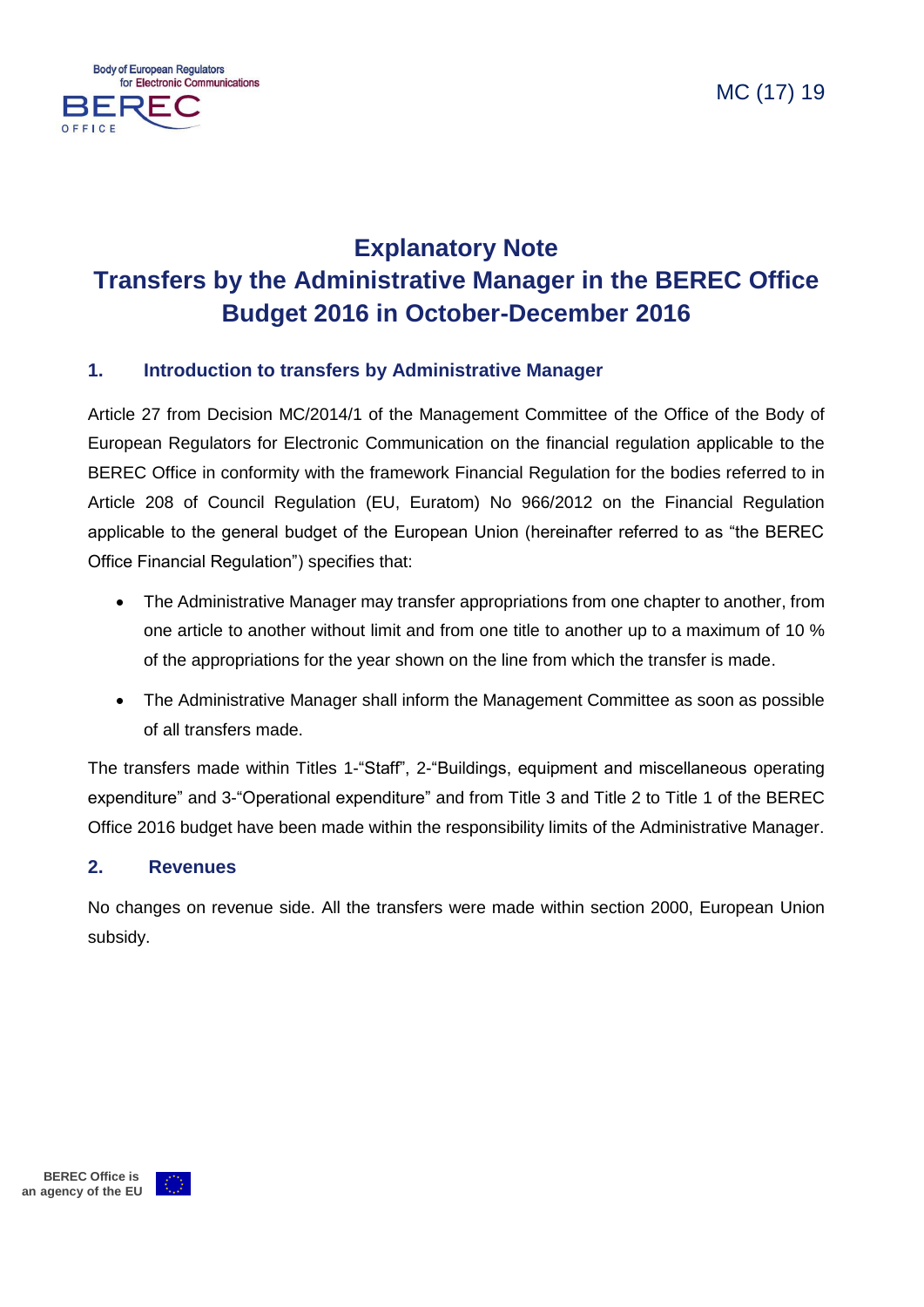MC (17) 19

# Explanatory Note
# Transfers by the Administrative Manager in the BEREC Office Budget 2016 in October-December 2016

## 1. Introduction to transfers by Administrative Manager

Article 27 from Decision MC/2014/1 of the Management Committee of the Office of the Body of European Regulators for Electronic Communication on the financial regulation applicable to the BEREC Office in conformity with the framework Financial Regulation for the bodies referred to in Article 208 of Council Regulation (EU, Euratom) No 966/2012 on the Financial Regulation applicable to the general budget of the European Union (hereinafter referred to as "the BEREC Office Financial Regulation") specifies that:

- The Administrative Manager may transfer appropriations from one chapter to another, from one article to another without limit and from one title to another up to a maximum of 10 % of the appropriations for the year shown on the line from which the transfer is made.
- The Administrative Manager shall inform the Management Committee as soon as possible of all transfers made.

The transfers made within Titles 1-"Staff", 2-"Buildings, equipment and miscellaneous operating expenditure" and 3-"Operational expenditure" and from Title 3 and Title 2 to Title 1 of the BEREC Office 2016 budget have been made within the responsibility limits of the Administrative Manager.

## 2. Revenues

No changes on revenue side. All the transfers were made within section 2000, European Union subsidy.

BEREC Office is an agency of the EU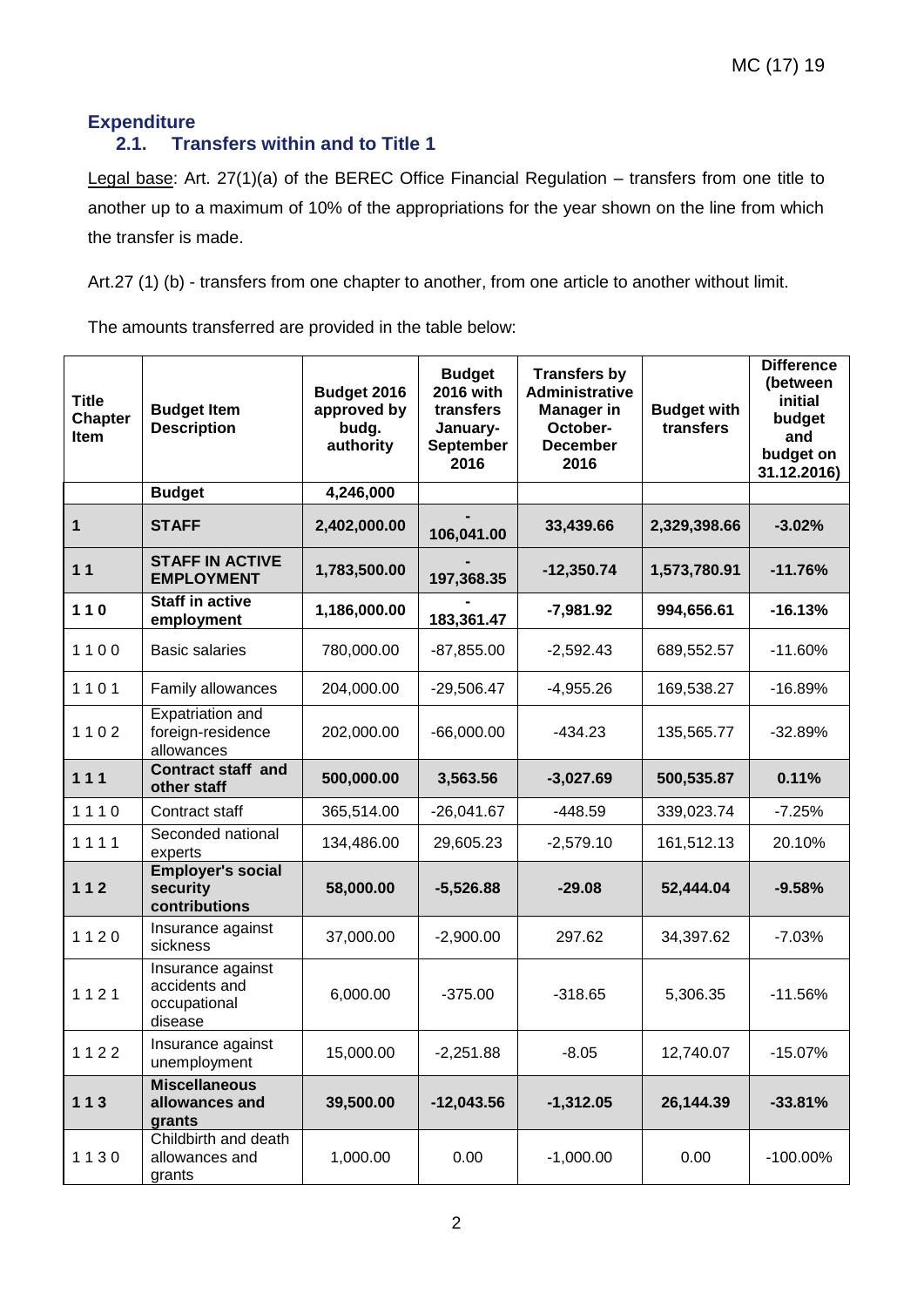## Expenditure

### 2.1. Transfers within and to Title 1

Legal base: Art. 27(1)(a) of the BEREC Office Financial Regulation – transfers from one title to another up to a maximum of 10% of the appropriations for the year shown on the line from which the transfer is made.

Art.27 (1) (b) - transfers from one chapter to another, from one article to another without limit.

The amounts transferred are provided in the table below:

| Title Chapter Item | Budget Item Description | Budget 2016 approved by budg. authority | Budget 2016 with transfers January-September 2016 | Transfers by Administrative Manager in October-December 2016 | Budget with transfers | Difference (between initial budget and budget on 31.12.2016) |
|---|---|---|---|---|---|---|
| | **Budget** | **4,246,000** | | | | |
| **1** | **STAFF** | **2,402,000.00** | **-106,041.00** | **33,439.66** | **2,329,398.66** | **-3.02%** |
| **1 1** | **STAFF IN ACTIVE EMPLOYMENT** | **1,783,500.00** | **-197,368.35** | **-12,350.74** | **1,573,780.91** | **-11.76%** |
| **1 1 0** | **Staff in active employment** | **1,186,000.00** | **-183,361.47** | **-7,981.92** | **994,656.61** | **-16.13%** |
| 1 1 0 0 | Basic salaries | 780,000.00 | -87,855.00 | -2,592.43 | 689,552.57 | -11.60% |
| 1 1 0 1 | Family allowances | 204,000.00 | -29,506.47 | -4,955.26 | 169,538.27 | -16.89% |
| 1 1 0 2 | Expatriation and foreign-residence allowances | 202,000.00 | -66,000.00 | -434.23 | 135,565.77 | -32.89% |
| **1 1 1** | **Contract staff and other staff** | **500,000.00** | **3,563.56** | **-3,027.69** | **500,535.87** | **0.11%** |
| 1 1 1 0 | Contract staff | 365,514.00 | -26,041.67 | -448.59 | 339,023.74 | -7.25% |
| 1 1 1 1 | Seconded national experts | 134,486.00 | 29,605.23 | -2,579.10 | 161,512.13 | 20.10% |
| **1 1 2** | **Employer's social security contributions** | **58,000.00** | **-5,526.88** | **-29.08** | **52,444.04** | **-9.58%** |
| 1 1 2 0 | Insurance against sickness | 37,000.00 | -2,900.00 | 297.62 | 34,397.62 | -7.03% |
| 1 1 2 1 | Insurance against accidents and occupational disease | 6,000.00 | -375.00 | -318.65 | 5,306.35 | -11.56% |
| 1 1 2 2 | Insurance against unemployment | 15,000.00 | -2,251.88 | -8.05 | 12,740.07 | -15.07% |
| **1 1 3** | **Miscellaneous allowances and grants** | **39,500.00** | **-12,043.56** | **-1,312.05** | **26,144.39** | **-33.81%** |
| 1 1 3 0 | Childbirth and death allowances and grants | 1,000.00 | 0.00 | -1,000.00 | 0.00 | -100.00% |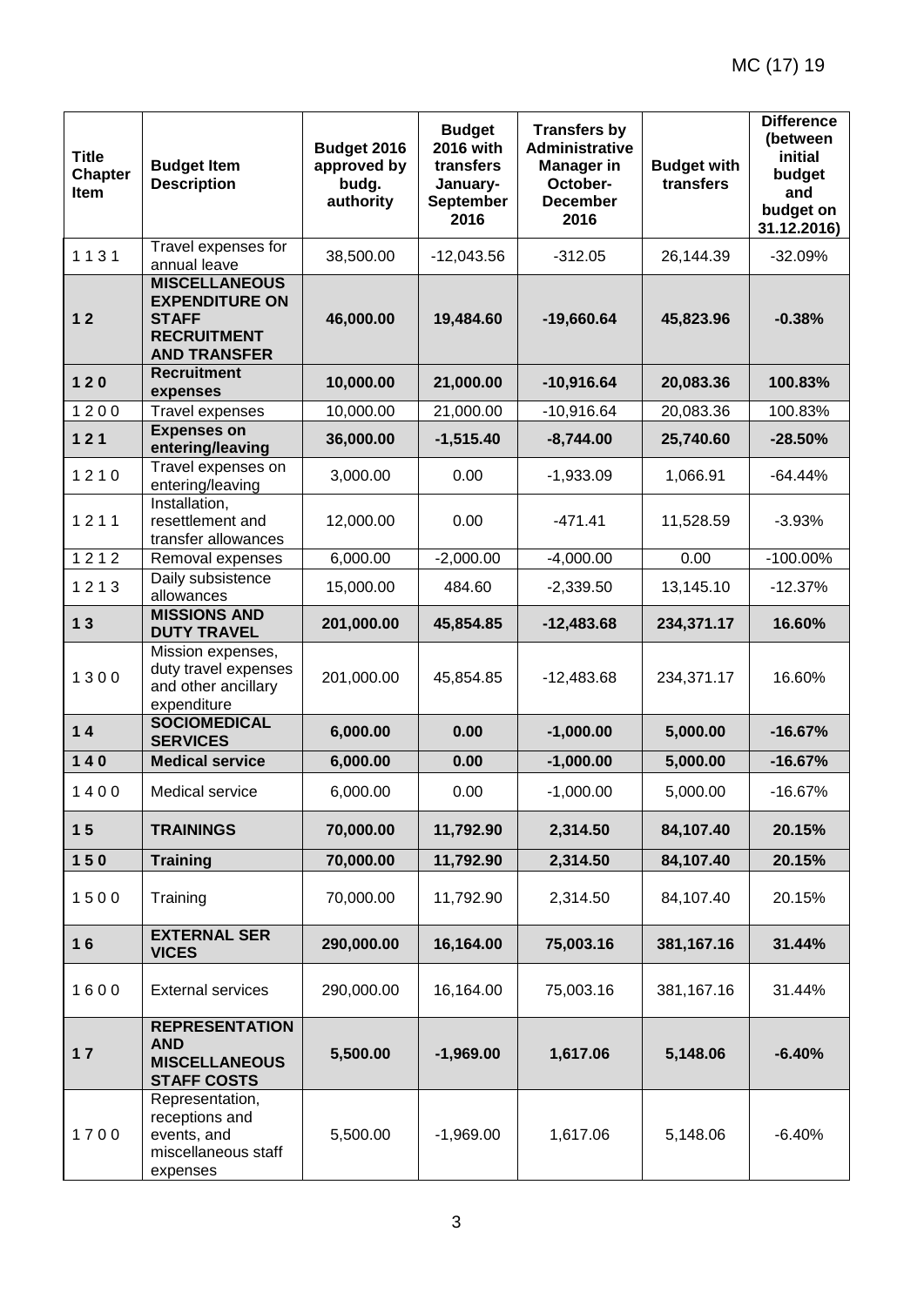| Title Chapter Item | Budget Item Description | Budget 2016 approved by budg. authority | Budget 2016 with transfers January-September 2016 | Transfers by Administrative Manager in October-December 2016 | Budget with transfers | Difference (between initial budget and budget on 31.12.2016) |
|---|---|---|---|---|---|---|
| 1 1 3 1 | Travel expenses for annual leave | 38,500.00 | -12,043.56 | -312.05 | 26,144.39 | -32.09% |
| **1 2** | **MISCELLANEOUS EXPENDITURE ON STAFF RECRUITMENT AND TRANSFER** | **46,000.00** | **19,484.60** | **-19,660.64** | **45,823.96** | **-0.38%** |
| **1 2 0** | **Recruitment expenses** | **10,000.00** | **21,000.00** | **-10,916.64** | **20,083.36** | **100.83%** |
| 1 2 0 0 | Travel expenses | 10,000.00 | 21,000.00 | -10,916.64 | 20,083.36 | 100.83% |
| **1 2 1** | **Expenses on entering/leaving** | **36,000.00** | **-1,515.40** | **-8,744.00** | **25,740.60** | **-28.50%** |
| 1 2 1 0 | Travel expenses on entering/leaving | 3,000.00 | 0.00 | -1,933.09 | 1,066.91 | -64.44% |
| 1 2 1 1 | Installation, resettlement and transfer allowances | 12,000.00 | 0.00 | -471.41 | 11,528.59 | -3.93% |
| 1 2 1 2 | Removal expenses | 6,000.00 | -2,000.00 | -4,000.00 | 0.00 | -100.00% |
| 1 2 1 3 | Daily subsistence allowances | 15,000.00 | 484.60 | -2,339.50 | 13,145.10 | -12.37% |
| **1 3** | **MISSIONS AND DUTY TRAVEL** | **201,000.00** | **45,854.85** | **-12,483.68** | **234,371.17** | **16.60%** |
| 1 3 0 0 | Mission expenses, duty travel expenses and other ancillary expenditure | 201,000.00 | 45,854.85 | -12,483.68 | 234,371.17 | 16.60% |
| **1 4** | **SOCIOMEDICAL SERVICES** | **6,000.00** | **0.00** | **-1,000.00** | **5,000.00** | **-16.67%** |
| **1 4 0** | **Medical service** | **6,000.00** | **0.00** | **-1,000.00** | **5,000.00** | **-16.67%** |
| 1 4 0 0 | Medical service | 6,000.00 | 0.00 | -1,000.00 | 5,000.00 | -16.67% |
| **1 5** | **TRAININGS** | **70,000.00** | **11,792.90** | **2,314.50** | **84,107.40** | **20.15%** |
| **1 5 0** | **Training** | **70,000.00** | **11,792.90** | **2,314.50** | **84,107.40** | **20.15%** |
| 1 5 0 0 | Training | 70,000.00 | 11,792.90 | 2,314.50 | 84,107.40 | 20.15% |
| **1 6** | **EXTERNAL SER VICES** | **290,000.00** | **16,164.00** | **75,003.16** | **381,167.16** | **31.44%** |
| 1 6 0 0 | External services | 290,000.00 | 16,164.00 | 75,003.16 | 381,167.16 | 31.44% |
| **1 7** | **REPRESENTATION AND MISCELLANEOUS STAFF COSTS** | **5,500.00** | **-1,969.00** | **1,617.06** | **5,148.06** | **-6.40%** |
| 1 7 0 0 | Representation, receptions and events, and miscellaneous staff expenses | 5,500.00 | -1,969.00 | 1,617.06 | 5,148.06 | -6.40% |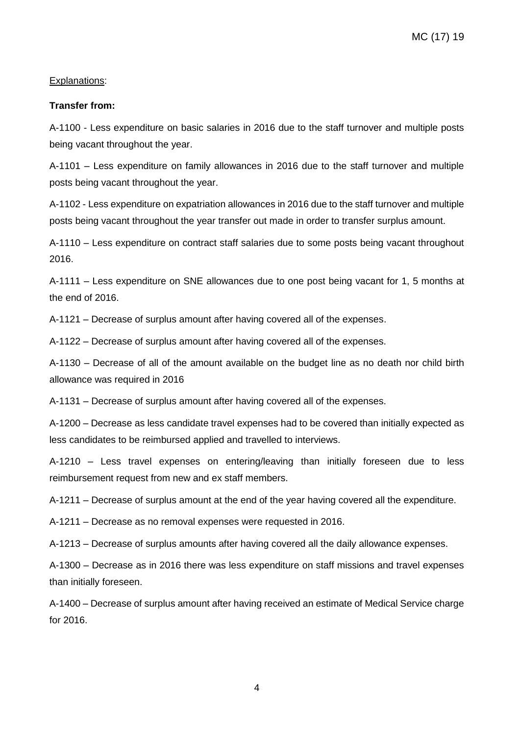Explanations:

**Transfer from:**

A-1100 - Less expenditure on basic salaries in 2016 due to the staff turnover and multiple posts being vacant throughout the year.

A-1101 – Less expenditure on family allowances in 2016 due to the staff turnover and multiple posts being vacant throughout the year.

A-1102 - Less expenditure on expatriation allowances in 2016 due to the staff turnover and multiple posts being vacant throughout the year transfer out made in order to transfer surplus amount.

A-1110 – Less expenditure on contract staff salaries due to some posts being vacant throughout 2016.

A-1111 – Less expenditure on SNE allowances due to one post being vacant for 1, 5 months at the end of 2016.

A-1121 – Decrease of surplus amount after having covered all of the expenses.

A-1122 – Decrease of surplus amount after having covered all of the expenses.

A-1130 – Decrease of all of the amount available on the budget line as no death nor child birth allowance was required in 2016

A-1131 – Decrease of surplus amount after having covered all of the expenses.

A-1200 – Decrease as less candidate travel expenses had to be covered than initially expected as less candidates to be reimbursed applied and travelled to interviews.

A-1210 – Less travel expenses on entering/leaving than initially foreseen due to less reimbursement request from new and ex staff members.

A-1211 – Decrease of surplus amount at the end of the year having covered all the expenditure.

A-1211 – Decrease as no removal expenses were requested in 2016.

A-1213 – Decrease of surplus amounts after having covered all the daily allowance expenses.

A-1300 – Decrease as in 2016 there was less expenditure on staff missions and travel expenses than initially foreseen.

A-1400 – Decrease of surplus amount after having received an estimate of Medical Service charge for 2016.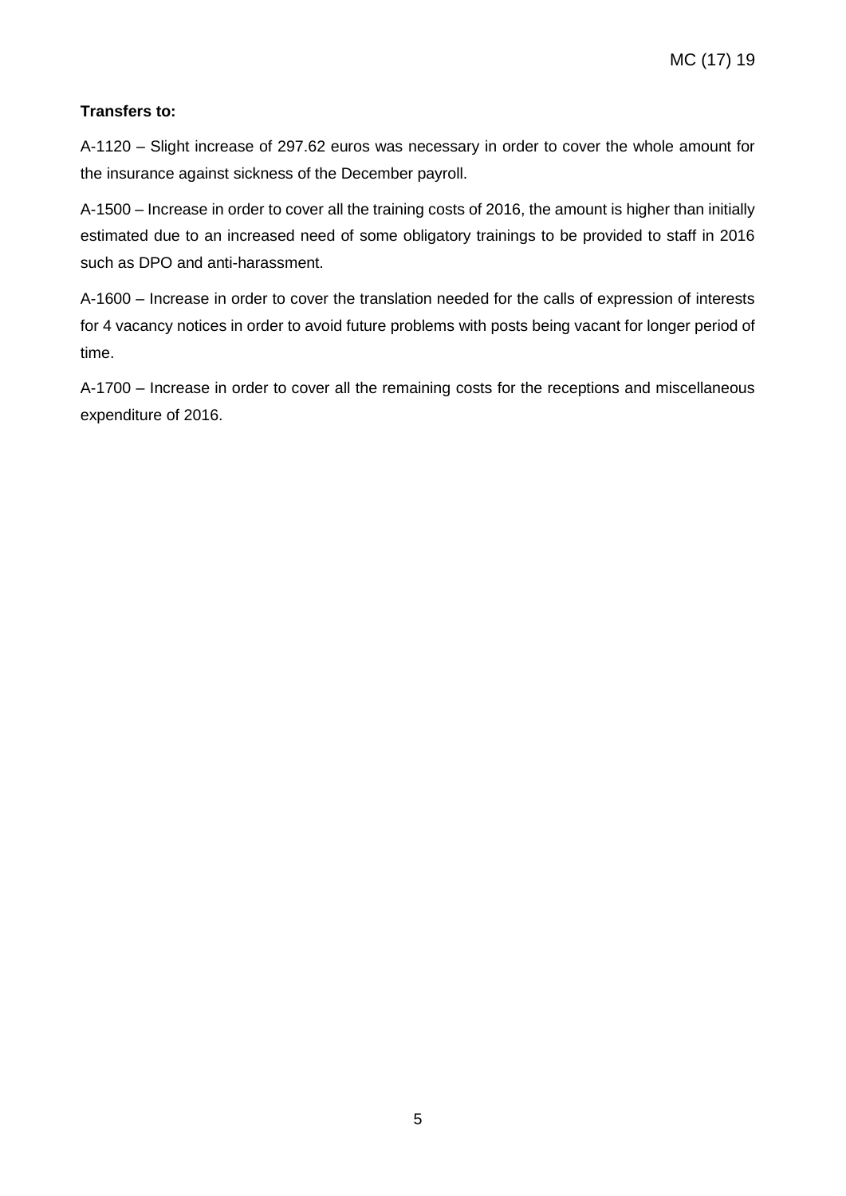**Transfers to:**

A-1120 – Slight increase of 297.62 euros was necessary in order to cover the whole amount for the insurance against sickness of the December payroll.

A-1500 – Increase in order to cover all the training costs of 2016, the amount is higher than initially estimated due to an increased need of some obligatory trainings to be provided to staff in 2016 such as DPO and anti-harassment.

A-1600 – Increase in order to cover the translation needed for the calls of expression of interests for 4 vacancy notices in order to avoid future problems with posts being vacant for longer period of time.

A-1700 – Increase in order to cover all the remaining costs for the receptions and miscellaneous expenditure of 2016.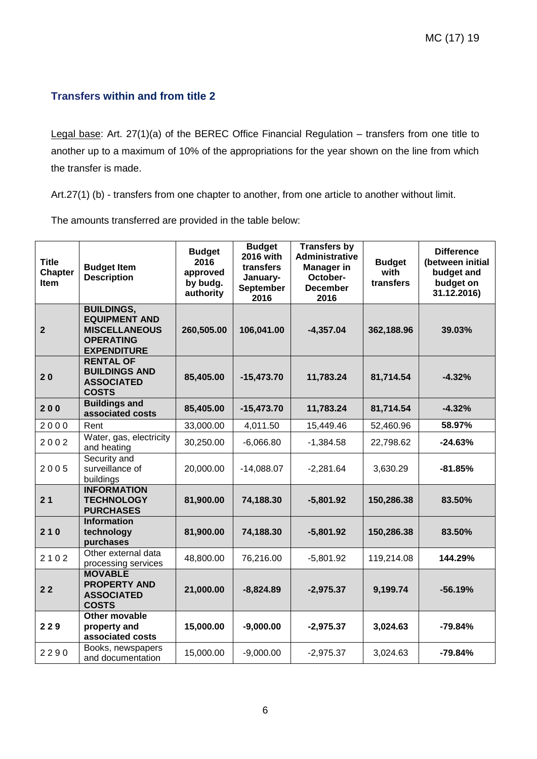## Transfers within and from title 2

Legal base: Art. 27(1)(a) of the BEREC Office Financial Regulation – transfers from one title to another up to a maximum of 10% of the appropriations for the year shown on the line from which the transfer is made.

Art.27(1) (b) - transfers from one chapter to another, from one article to another without limit.

The amounts transferred are provided in the table below:

| Title Chapter Item | Budget Item Description | Budget 2016 approved by budg. authority | Budget 2016 with transfers January-September 2016 | Transfers by Administrative Manager in October-December 2016 | Budget with transfers | Difference (between initial budget and budget on 31.12.2016) |
|---|---|---|---|---|---|---|
| **2** | **BUILDINGS, EQUIPMENT AND MISCELLANEOUS OPERATING EXPENDITURE** | **260,505.00** | **106,041.00** | **-4,357.04** | **362,188.96** | **39.03%** |
| **2 0** | **RENTAL OF BUILDINGS AND ASSOCIATED COSTS** | **85,405.00** | **-15,473.70** | **11,783.24** | **81,714.54** | **-4.32%** |
| **2 0 0** | **Buildings and associated costs** | **85,405.00** | **-15,473.70** | **11,783.24** | **81,714.54** | **-4.32%** |
| 2 0 0 0 | Rent | 33,000.00 | 4,011.50 | 15,449.46 | 52,460.96 | **58.97%** |
| 2 0 0 2 | Water, gas, electricity and heating | 30,250.00 | -6,066.80 | -1,384.58 | 22,798.62 | **-24.63%** |
| 2 0 0 5 | Security and surveillance of buildings | 20,000.00 | -14,088.07 | -2,281.64 | 3,630.29 | **-81.85%** |
| **2 1** | **INFORMATION TECHNOLOGY PURCHASES** | **81,900.00** | **74,188.30** | **-5,801.92** | **150,286.38** | **83.50%** |
| **2 1 0** | **Information technology purchases** | **81,900.00** | **74,188.30** | **-5,801.92** | **150,286.38** | **83.50%** |
| 2 1 0 2 | Other external data processing services | 48,800.00 | 76,216.00 | -5,801.92 | 119,214.08 | **144.29%** |
| **2 2** | **MOVABLE PROPERTY AND ASSOCIATED COSTS** | **21,000.00** | **-8,824.89** | **-2,975.37** | **9,199.74** | **-56.19%** |
| **2 2 9** | **Other movable property and associated costs** | **15,000.00** | **-9,000.00** | **-2,975.37** | **3,024.63** | **-79.84%** |
| 2 2 9 0 | Books, newspapers and documentation | 15,000.00 | -9,000.00 | -2,975.37 | 3,024.63 | **-79.84%** |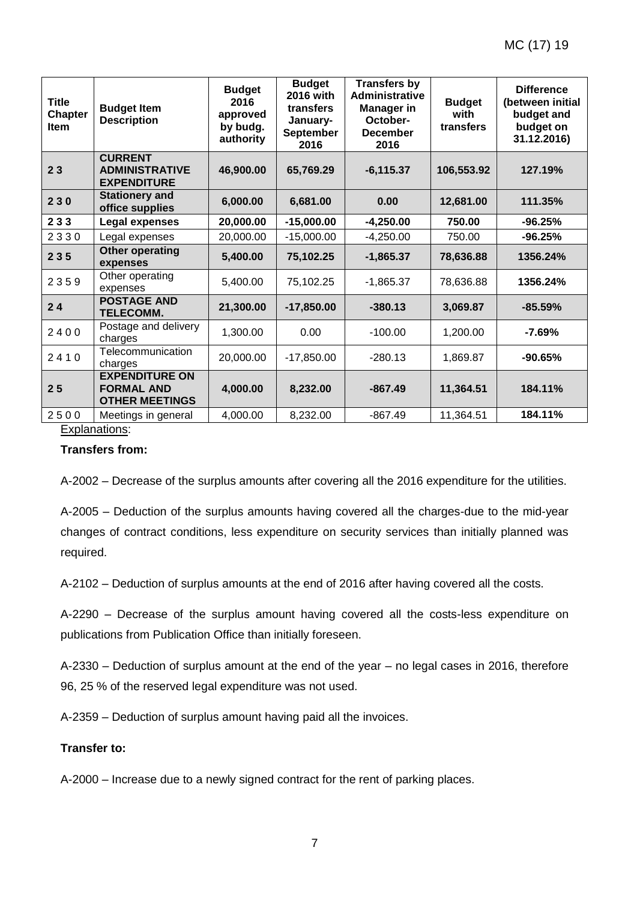| Title Chapter Item | Budget Item Description | Budget 2016 approved by budg. authority | Budget 2016 with transfers January-September 2016 | Transfers by Administrative Manager in October-December 2016 | Budget with transfers | Difference (between initial budget and budget on 31.12.2016) |
|---|---|---|---|---|---|---|
| **2 3** | **CURRENT ADMINISTRATIVE EXPENDITURE** | **46,900.00** | **65,769.29** | **-6,115.37** | **106,553.92** | **127.19%** |
| **2 3 0** | **Stationery and office supplies** | **6,000.00** | **6,681.00** | **0.00** | **12,681.00** | **111.35%** |
| **2 3 3** | **Legal expenses** | **20,000.00** | **-15,000.00** | **-4,250.00** | **750.00** | **-96.25%** |
| 2 3 3 0 | Legal expenses | 20,000.00 | -15,000.00 | -4,250.00 | 750.00 | **-96.25%** |
| **2 3 5** | **Other operating expenses** | **5,400.00** | **75,102.25** | **-1,865.37** | **78,636.88** | **1356.24%** |
| 2 3 5 9 | Other operating expenses | 5,400.00 | 75,102.25 | -1,865.37 | 78,636.88 | **1356.24%** |
| **2 4** | **POSTAGE AND TELECOMM.** | **21,300.00** | **-17,850.00** | **-380.13** | **3,069.87** | **-85.59%** |
| 2 4 0 0 | Postage and delivery charges | 1,300.00 | 0.00 | -100.00 | 1,200.00 | **-7.69%** |
| 2 4 1 0 | Telecommunication charges | 20,000.00 | -17,850.00 | -280.13 | 1,869.87 | **-90.65%** |
| **2 5** | **EXPENDITURE ON FORMAL AND OTHER MEETINGS** | **4,000.00** | **8,232.00** | **-867.49** | **11,364.51** | **184.11%** |
| 2 5 0 0 | Meetings in general | 4,000.00 | 8,232.00 | -867.49 | 11,364.51 | **184.11%** |

Explanations:

**Transfers from:**

A-2002 – Decrease of the surplus amounts after covering all the 2016 expenditure for the utilities.

A-2005 – Deduction of the surplus amounts having covered all the charges-due to the mid-year changes of contract conditions, less expenditure on security services than initially planned was required.

A-2102 – Deduction of surplus amounts at the end of 2016 after having covered all the costs.

A-2290 – Decrease of the surplus amount having covered all the costs-less expenditure on publications from Publication Office than initially foreseen.

A-2330 – Deduction of surplus amount at the end of the year – no legal cases in 2016, therefore 96, 25 % of the reserved legal expenditure was not used.

A-2359 – Deduction of surplus amount having paid all the invoices.

**Transfer to:**

A-2000 – Increase due to a newly signed contract for the rent of parking places.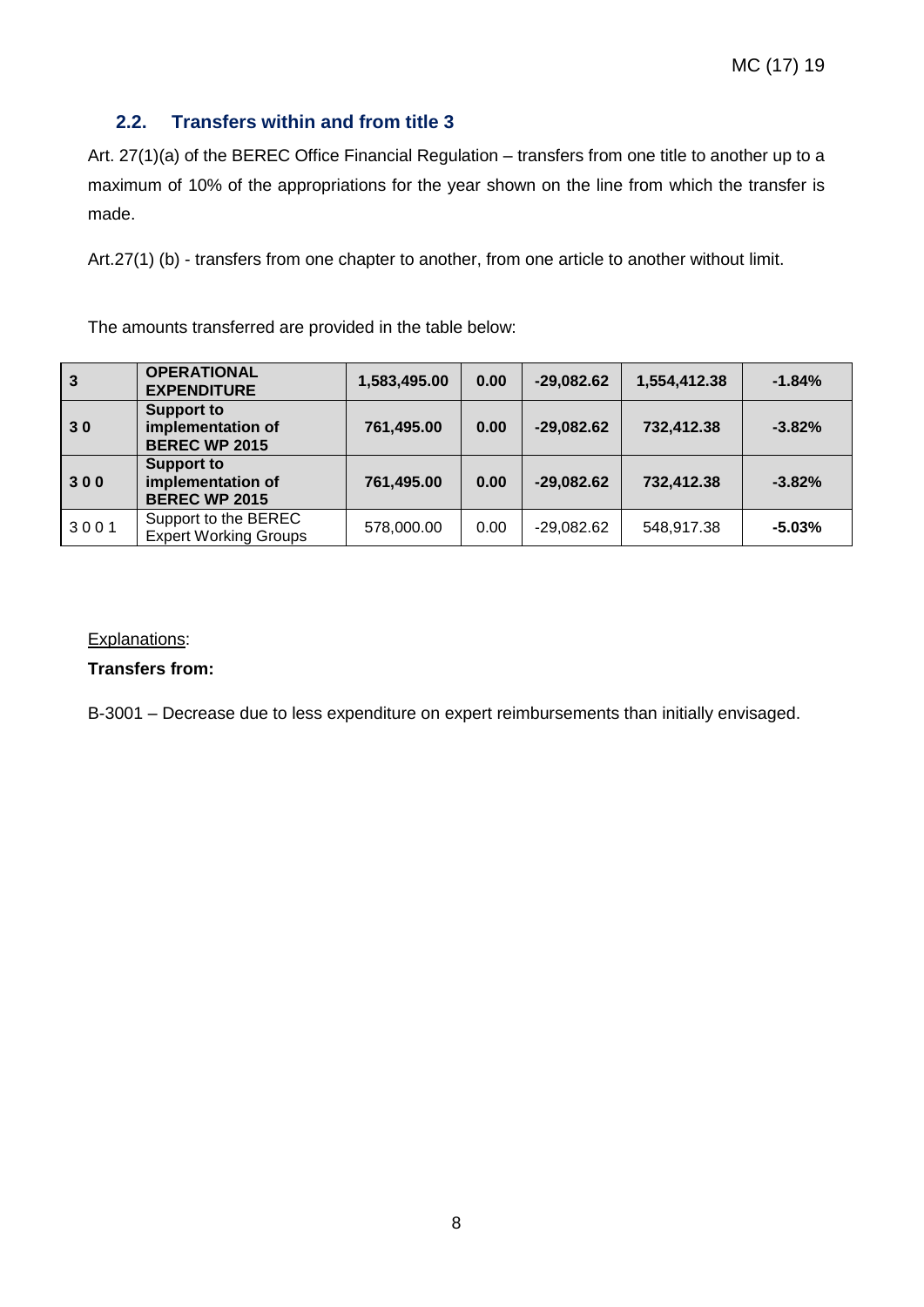## 2.2. Transfers within and from title 3

Art. 27(1)(a) of the BEREC Office Financial Regulation – transfers from one title to another up to a maximum of 10% of the appropriations for the year shown on the line from which the transfer is made.

Art.27(1) (b) - transfers from one chapter to another, from one article to another without limit.

The amounts transferred are provided in the table below:

| **3** | **OPERATIONAL EXPENDITURE** | **1,583,495.00** | **0.00** | **-29,082.62** | **1,554,412.38** | **-1.84%** |
|---|---|---|---|---|---|---|
| **3 0** | **Support to implementation of BEREC WP 2015** | **761,495.00** | **0.00** | **-29,082.62** | **732,412.38** | **-3.82%** |
| **3 0 0** | **Support to implementation of BEREC WP 2015** | **761,495.00** | **0.00** | **-29,082.62** | **732,412.38** | **-3.82%** |
| 3 0 0 1 | Support to the BEREC Expert Working Groups | 578,000.00 | 0.00 | -29,082.62 | 548,917.38 | **-5.03%** |

Explanations:

**Transfers from:**

B-3001 – Decrease due to less expenditure on expert reimbursements than initially envisaged.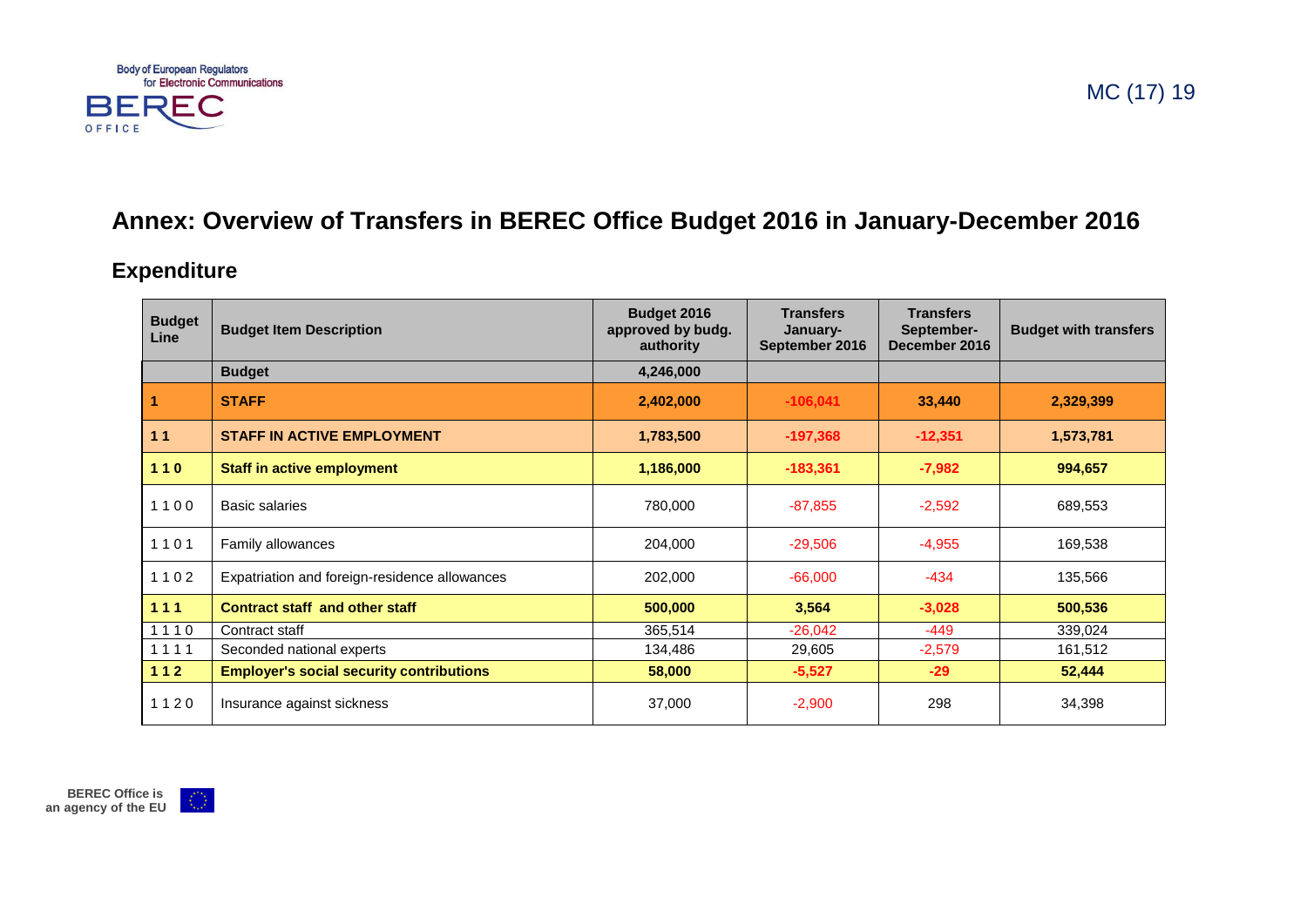# Annex: Overview of Transfers in BEREC Office Budget 2016 in January-December 2016

## Expenditure

| Budget Line | Budget Item Description | Budget 2016 approved by budg. authority | Transfers January-September 2016 | Transfers September-December 2016 | Budget with transfers |
|---|---|---|---|---|---|
| | **Budget** | **4,246,000** | | | |
| **1** | **STAFF** | **2,402,000** | **-106,041** | **33,440** | **2,329,399** |
| **1 1** | **STAFF IN ACTIVE EMPLOYMENT** | **1,783,500** | **-197,368** | **-12,351** | **1,573,781** |
| **1 1 0** | **Staff in active employment** | **1,186,000** | **-183,361** | **-7,982** | **994,657** |
| 1 1 0 0 | Basic salaries | 780,000 | -87,855 | -2,592 | 689,553 |
| 1 1 0 1 | Family allowances | 204,000 | -29,506 | -4,955 | 169,538 |
| 1 1 0 2 | Expatriation and foreign-residence allowances | 202,000 | -66,000 | -434 | 135,566 |
| **1 1 1** | **Contract staff and other staff** | **500,000** | **3,564** | **-3,028** | **500,536** |
| 1 1 1 0 | Contract staff | 365,514 | -26,042 | -449 | 339,024 |
| 1 1 1 1 | Seconded national experts | 134,486 | 29,605 | -2,579 | 161,512 |
| **1 1 2** | **Employer's social security contributions** | **58,000** | **-5,527** | **-29** | **52,444** |
| 1 1 2 0 | Insurance against sickness | 37,000 | -2,900 | 298 | 34,398 |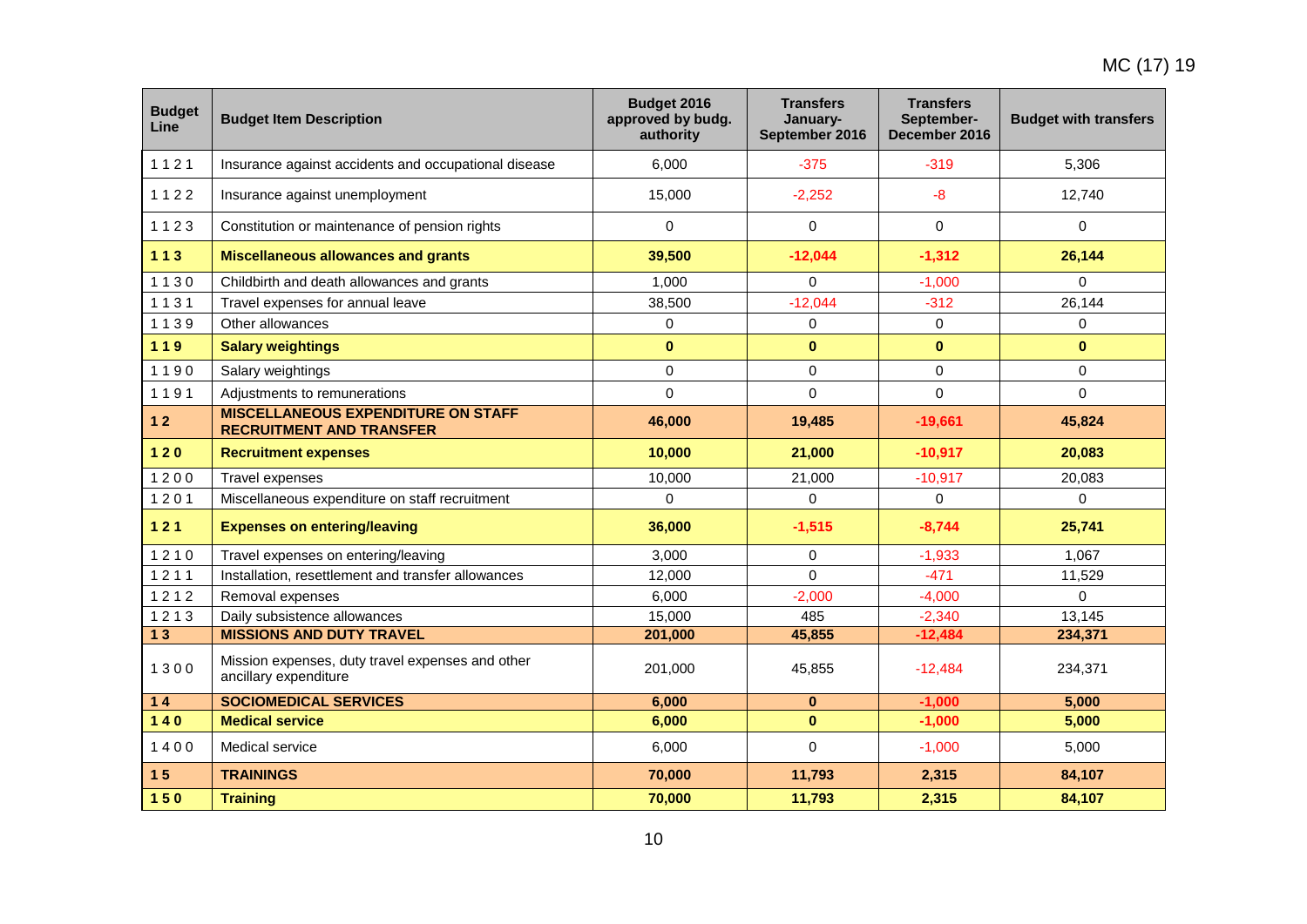| Budget Line | Budget Item Description | Budget 2016 approved by budg. authority | Transfers January-September 2016 | Transfers September-December 2016 | Budget with transfers |
|---|---|---|---|---|---|
| 1 1 2 1 | Insurance against accidents and occupational disease | 6,000 | -375 | -319 | 5,306 |
| 1 1 2 2 | Insurance against unemployment | 15,000 | -2,252 | -8 | 12,740 |
| 1 1 2 3 | Constitution or maintenance of pension rights | 0 | 0 | 0 | 0 |
| **1 1 3** | **Miscellaneous allowances and grants** | **39,500** | **-12,044** | **-1,312** | **26,144** |
| 1 1 3 0 | Childbirth and death allowances and grants | 1,000 | 0 | -1,000 | 0 |
| 1 1 3 1 | Travel expenses for annual leave | 38,500 | -12,044 | -312 | 26,144 |
| 1 1 3 9 | Other allowances | 0 | 0 | 0 | 0 |
| **1 1 9** | **Salary weightings** | **0** | **0** | **0** | **0** |
| 1 1 9 0 | Salary weightings | 0 | 0 | 0 | 0 |
| 1 1 9 1 | Adjustments to remunerations | 0 | 0 | 0 | 0 |
| **1 2** | **MISCELLANEOUS EXPENDITURE ON STAFF RECRUITMENT AND TRANSFER** | **46,000** | **19,485** | **-19,661** | **45,824** |
| **1 2 0** | **Recruitment expenses** | **10,000** | **21,000** | **-10,917** | **20,083** |
| 1 2 0 0 | Travel expenses | 10,000 | 21,000 | -10,917 | 20,083 |
| 1 2 0 1 | Miscellaneous expenditure on staff recruitment | 0 | 0 | 0 | 0 |
| **1 2 1** | **Expenses on entering/leaving** | **36,000** | **-1,515** | **-8,744** | **25,741** |
| 1 2 1 0 | Travel expenses on entering/leaving | 3,000 | 0 | -1,933 | 1,067 |
| 1 2 1 1 | Installation, resettlement and transfer allowances | 12,000 | 0 | -471 | 11,529 |
| 1 2 1 2 | Removal expenses | 6,000 | -2,000 | -4,000 | 0 |
| 1 2 1 3 | Daily subsistence allowances | 15,000 | 485 | -2,340 | 13,145 |
| **1 3** | **MISSIONS AND DUTY TRAVEL** | **201,000** | **45,855** | **-12,484** | **234,371** |
| 1 3 0 0 | Mission expenses, duty travel expenses and other ancillary expenditure | 201,000 | 45,855 | -12,484 | 234,371 |
| **1 4** | **SOCIOMEDICAL SERVICES** | **6,000** | **0** | **-1,000** | **5,000** |
| **1 4 0** | **Medical service** | **6,000** | **0** | **-1,000** | **5,000** |
| 1 4 0 0 | Medical service | 6,000 | 0 | -1,000 | 5,000 |
| **1 5** | **TRAININGS** | **70,000** | **11,793** | **2,315** | **84,107** |
| **1 5 0** | **Training** | **70,000** | **11,793** | **2,315** | **84,107** |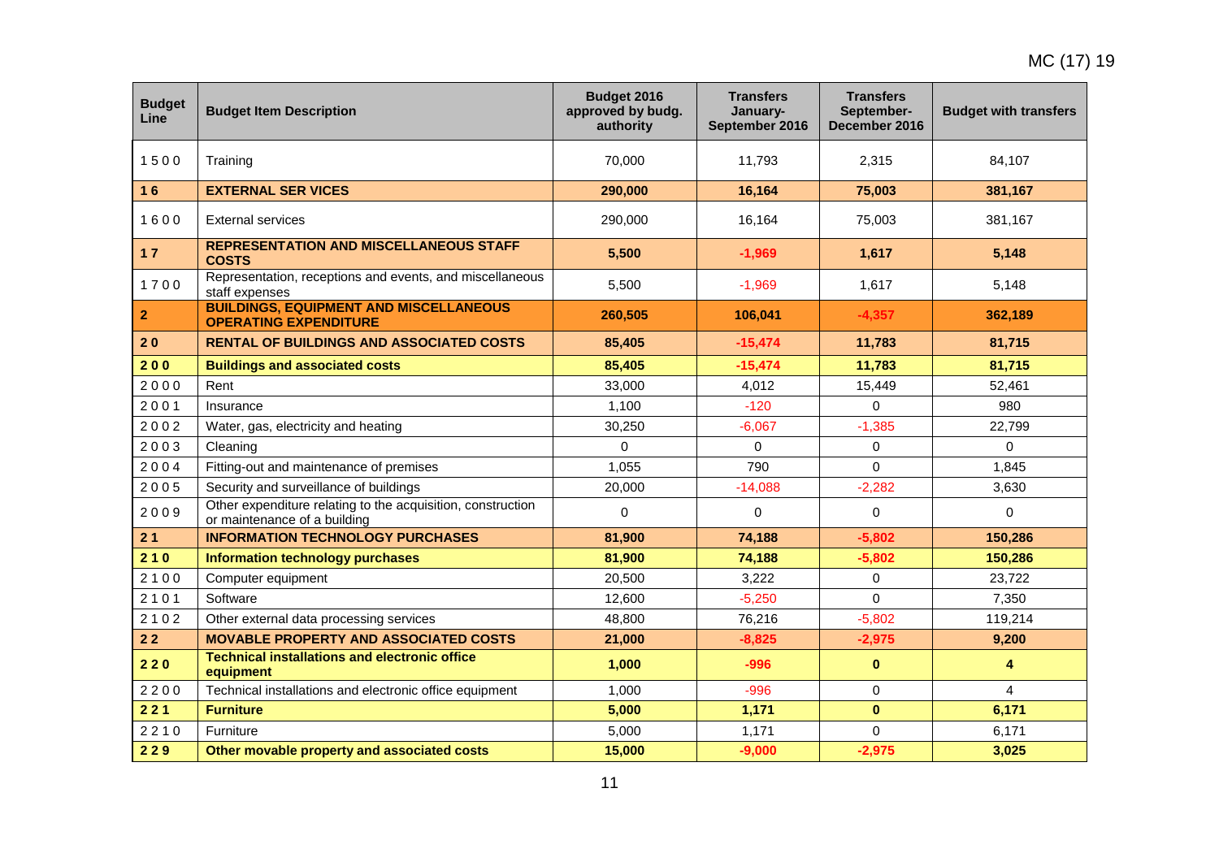| Budget Line | Budget Item Description | Budget 2016 approved by budg. authority | Transfers January-September 2016 | Transfers September-December 2016 | Budget with transfers |
|---|---|---|---|---|---|
| 1 5 0 0 | Training | 70,000 | 11,793 | 2,315 | 84,107 |
| **1 6** | **EXTERNAL SER VICES** | **290,000** | **16,164** | **75,003** | **381,167** |
| 1 6 0 0 | External services | 290,000 | 16,164 | 75,003 | 381,167 |
| **1 7** | **REPRESENTATION AND MISCELLANEOUS STAFF COSTS** | **5,500** | **-1,969** | **1,617** | **5,148** |
| 1 7 0 0 | Representation, receptions and events, and miscellaneous staff expenses | 5,500 | -1,969 | 1,617 | 5,148 |
| **2** | **BUILDINGS, EQUIPMENT AND MISCELLANEOUS OPERATING EXPENDITURE** | **260,505** | **106,041** | **-4,357** | **362,189** |
| **2 0** | **RENTAL OF BUILDINGS AND ASSOCIATED COSTS** | **85,405** | **-15,474** | **11,783** | **81,715** |
| **2 0 0** | **Buildings and associated costs** | **85,405** | **-15,474** | **11,783** | **81,715** |
| 2 0 0 0 | Rent | 33,000 | 4,012 | 15,449 | 52,461 |
| 2 0 0 1 | Insurance | 1,100 | -120 | 0 | 980 |
| 2 0 0 2 | Water, gas, electricity and heating | 30,250 | -6,067 | -1,385 | 22,799 |
| 2 0 0 3 | Cleaning | 0 | 0 | 0 | 0 |
| 2 0 0 4 | Fitting-out and maintenance of premises | 1,055 | 790 | 0 | 1,845 |
| 2 0 0 5 | Security and surveillance of buildings | 20,000 | -14,088 | -2,282 | 3,630 |
| 2 0 0 9 | Other expenditure relating to the acquisition, construction or maintenance of a building | 0 | 0 | 0 | 0 |
| **2 1** | **INFORMATION TECHNOLOGY PURCHASES** | **81,900** | **74,188** | **-5,802** | **150,286** |
| **2 1 0** | **Information technology purchases** | **81,900** | **74,188** | **-5,802** | **150,286** |
| 2 1 0 0 | Computer equipment | 20,500 | 3,222 | 0 | 23,722 |
| 2 1 0 1 | Software | 12,600 | -5,250 | 0 | 7,350 |
| 2 1 0 2 | Other external data processing services | 48,800 | 76,216 | -5,802 | 119,214 |
| **2 2** | **MOVABLE PROPERTY AND ASSOCIATED COSTS** | **21,000** | **-8,825** | **-2,975** | **9,200** |
| **2 2 0** | **Technical installations and electronic office equipment** | **1,000** | **-996** | **0** | **4** |
| 2 2 0 0 | Technical installations and electronic office equipment | 1,000 | -996 | 0 | 4 |
| **2 2 1** | **Furniture** | **5,000** | **1,171** | **0** | **6,171** |
| 2 2 1 0 | Furniture | 5,000 | 1,171 | 0 | 6,171 |
| **2 2 9** | **Other movable property and associated costs** | **15,000** | **-9,000** | **-2,975** | **3,025** |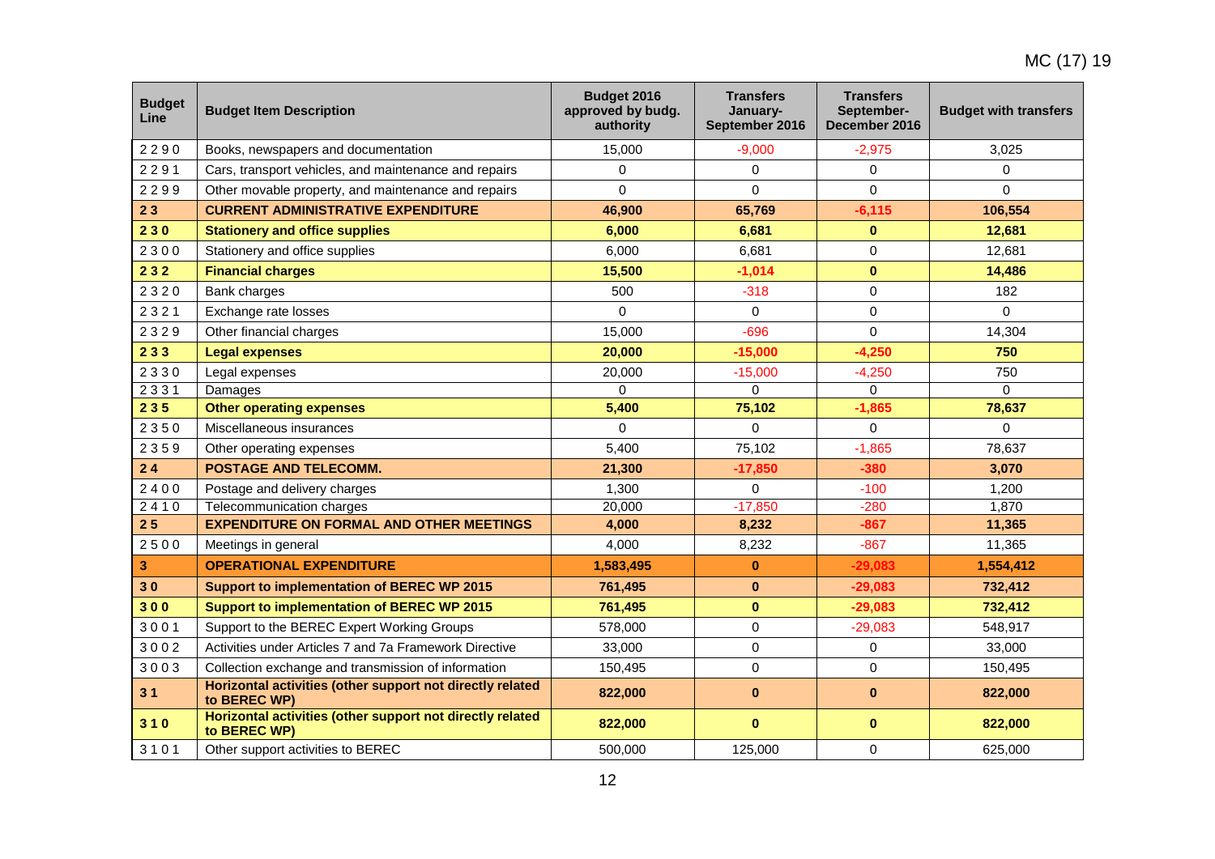| Budget Line | Budget Item Description | Budget 2016 approved by budg. authority | Transfers January-September 2016 | Transfers September-December 2016 | Budget with transfers |
|---|---|---|---|---|---|
| 2 2 9 0 | Books, newspapers and documentation | 15,000 | -9,000 | -2,975 | 3,025 |
| 2 2 9 1 | Cars, transport vehicles, and maintenance and repairs | 0 | 0 | 0 | 0 |
| 2 2 9 9 | Other movable property, and maintenance and repairs | 0 | 0 | 0 | 0 |
| **2 3** | **CURRENT ADMINISTRATIVE EXPENDITURE** | **46,900** | **65,769** | **-6,115** | **106,554** |
| **2 3 0** | **Stationery and office supplies** | **6,000** | **6,681** | **0** | **12,681** |
| 2 3 0 0 | Stationery and office supplies | 6,000 | 6,681 | 0 | 12,681 |
| **2 3 2** | **Financial charges** | **15,500** | **-1,014** | **0** | **14,486** |
| 2 3 2 0 | Bank charges | 500 | -318 | 0 | 182 |
| 2 3 2 1 | Exchange rate losses | 0 | 0 | 0 | 0 |
| 2 3 2 9 | Other financial charges | 15,000 | -696 | 0 | 14,304 |
| **2 3 3** | **Legal expenses** | **20,000** | **-15,000** | **-4,250** | **750** |
| 2 3 3 0 | Legal expenses | 20,000 | -15,000 | -4,250 | 750 |
| 2 3 3 1 | Damages | 0 | 0 | 0 | 0 |
| **2 3 5** | **Other operating expenses** | **5,400** | **75,102** | **-1,865** | **78,637** |
| 2 3 5 0 | Miscellaneous insurances | 0 | 0 | 0 | 0 |
| 2 3 5 9 | Other operating expenses | 5,400 | 75,102 | -1,865 | 78,637 |
| **2 4** | **POSTAGE AND TELECOMM.** | **21,300** | **-17,850** | **-380** | **3,070** |
| 2 4 0 0 | Postage and delivery charges | 1,300 | 0 | -100 | 1,200 |
| 2 4 1 0 | Telecommunication charges | 20,000 | -17,850 | -280 | 1,870 |
| **2 5** | **EXPENDITURE ON FORMAL AND OTHER MEETINGS** | **4,000** | **8,232** | **-867** | **11,365** |
| 2 5 0 0 | Meetings in general | 4,000 | 8,232 | -867 | 11,365 |
| **3** | **OPERATIONAL EXPENDITURE** | **1,583,495** | **0** | **-29,083** | **1,554,412** |
| **3 0** | **Support to implementation of BEREC WP 2015** | **761,495** | **0** | **-29,083** | **732,412** |
| **3 0 0** | **Support to implementation of BEREC WP 2015** | **761,495** | **0** | **-29,083** | **732,412** |
| 3 0 0 1 | Support to the BEREC Expert Working Groups | 578,000 | 0 | -29,083 | 548,917 |
| 3 0 0 2 | Activities under Articles 7 and 7a Framework Directive | 33,000 | 0 | 0 | 33,000 |
| 3 0 0 3 | Collection exchange and transmission of information | 150,495 | 0 | 0 | 150,495 |
| **3 1** | **Horizontal activities (other support not directly related to BEREC WP)** | **822,000** | **0** | **0** | **822,000** |
| **3 1 0** | **Horizontal activities (other support not directly related to BEREC WP)** | **822,000** | **0** | **0** | **822,000** |
| 3 1 0 1 | Other support activities to BEREC | 500,000 | 125,000 | 0 | 625,000 |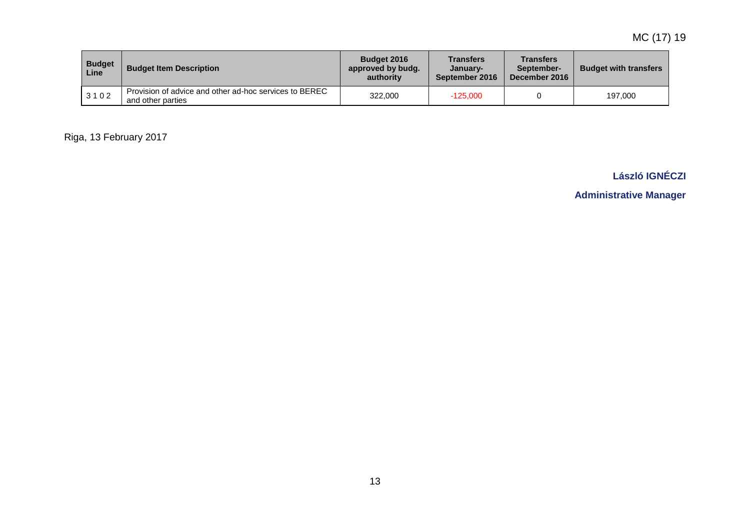| Budget Line | Budget Item Description | Budget 2016 approved by budg. authority | Transfers January-September 2016 | Transfers September-December 2016 | Budget with transfers |
|---|---|---|---|---|---|
| 3 1 0 2 | Provision of advice and other ad-hoc services to BEREC and other parties | 322,000 | -125,000 | 0 | 197,000 |

Riga, 13 February 2017

**László IGNÉCZI**

**Administrative Manager**